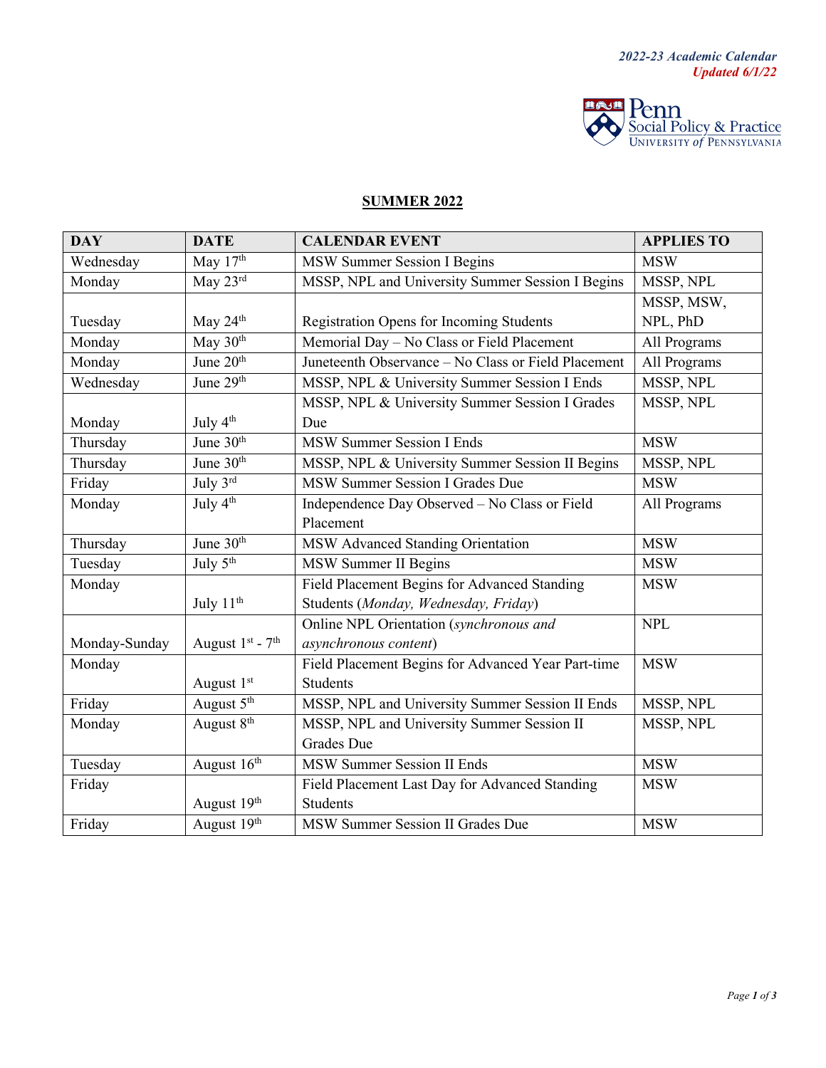*2022-23 Academic Calendar*
*Updated 6/1/22*

Penn Social Policy & Practice
University of Pennsylvania

## SUMMER 2022

| DAY | DATE | CALENDAR EVENT | APPLIES TO |
|---|---|---|---|
| Wednesday | May 17th | MSW Summer Session I Begins | MSW |
| Monday | May 23rd | MSSP, NPL and University Summer Session I Begins | MSSP, NPL |
| Tuesday | May 24th | Registration Opens for Incoming Students | MSSP, MSW, NPL, PhD |
| Monday | May 30th | Memorial Day – No Class or Field Placement | All Programs |
| Monday | June 20th | Juneteenth Observance – No Class or Field Placement | All Programs |
| Wednesday | June 29th | MSSP, NPL & University Summer Session I Ends | MSSP, NPL |
| Monday | July 4th | MSSP, NPL & University Summer Session I Grades Due | MSSP, NPL |
| Thursday | June 30th | MSW Summer Session I Ends | MSW |
| Thursday | June 30th | MSSP, NPL & University Summer Session II Begins | MSSP, NPL |
| Friday | July 3rd | MSW Summer Session I Grades Due | MSW |
| Monday | July 4th | Independence Day Observed – No Class or Field Placement | All Programs |
| Thursday | June 30th | MSW Advanced Standing Orientation | MSW |
| Tuesday | July 5th | MSW Summer II Begins | MSW |
| Monday | July 11th | Field Placement Begins for Advanced Standing Students (*Monday, Wednesday, Friday*) | MSW |
| Monday-Sunday | August 1st - 7th | Online NPL Orientation (*synchronous and asynchronous content*) | NPL |
| Monday | August 1st | Field Placement Begins for Advanced Year Part-time Students | MSW |
| Friday | August 5th | MSSP, NPL and University Summer Session II Ends | MSSP, NPL |
| Monday | August 8th | MSSP, NPL and University Summer Session II Grades Due | MSSP, NPL |
| Tuesday | August 16th | MSW Summer Session II Ends | MSW |
| Friday | August 19th | Field Placement Last Day for Advanced Standing Students | MSW |
| Friday | August 19th | MSW Summer Session II Grades Due | MSW |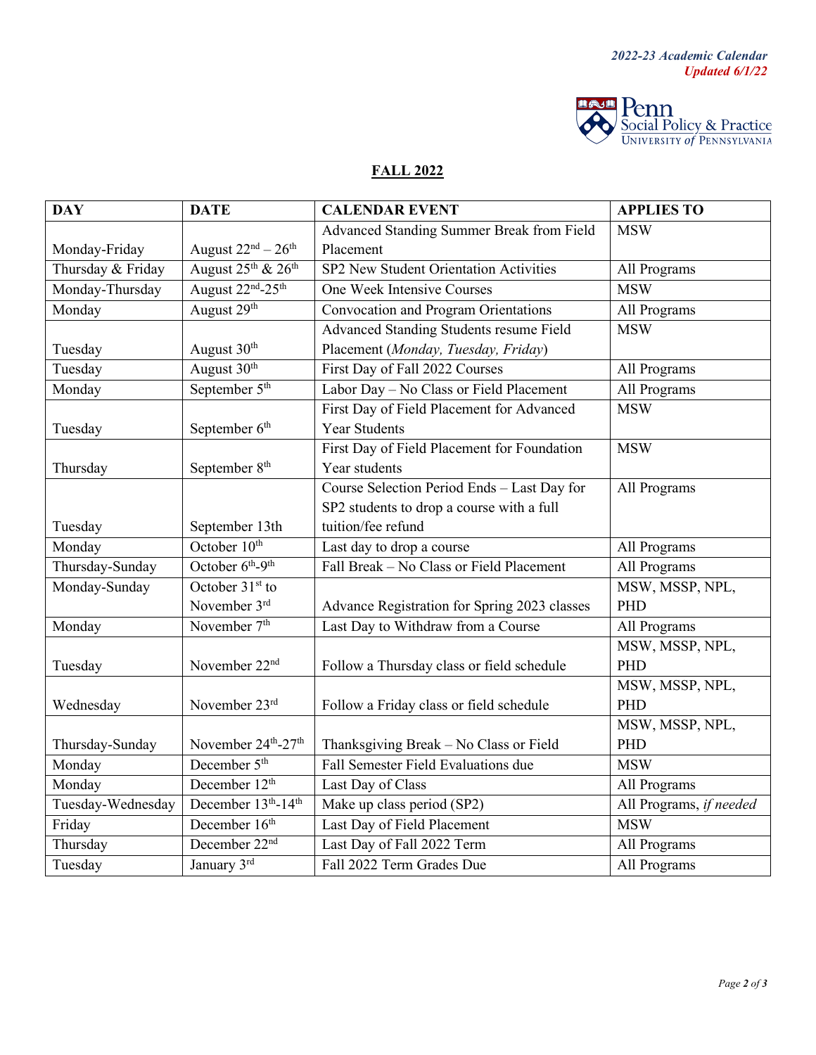*2022-23 Academic Calendar*
*Updated 6/1/22*

Penn Social Policy & Practice
University of Pennsylvania

## FALL 2022

| DAY | DATE | CALENDAR EVENT | APPLIES TO |
|---|---|---|---|
| Monday-Friday | August 22nd – 26th | Advanced Standing Summer Break from Field Placement | MSW |
| Thursday & Friday | August 25th & 26th | SP2 New Student Orientation Activities | All Programs |
| Monday-Thursday | August 22nd-25th | One Week Intensive Courses | MSW |
| Monday | August 29th | Convocation and Program Orientations | All Programs |
| Tuesday | August 30th | Advanced Standing Students resume Field Placement (*Monday, Tuesday, Friday*) | MSW |
| Tuesday | August 30th | First Day of Fall 2022 Courses | All Programs |
| Monday | September 5th | Labor Day – No Class or Field Placement | All Programs |
| Tuesday | September 6th | First Day of Field Placement for Advanced Year Students | MSW |
| Thursday | September 8th | First Day of Field Placement for Foundation Year students | MSW |
| Tuesday | September 13th | Course Selection Period Ends – Last Day for SP2 students to drop a course with a full tuition/fee refund | All Programs |
| Monday | October 10th | Last day to drop a course | All Programs |
| Thursday-Sunday | October 6th-9th | Fall Break – No Class or Field Placement | All Programs |
| Monday-Sunday | October 31st to November 3rd | Advance Registration for Spring 2023 classes | MSW, MSSP, NPL, PHD |
| Monday | November 7th | Last Day to Withdraw from a Course | All Programs |
| Tuesday | November 22nd | Follow a Thursday class or field schedule | MSW, MSSP, NPL, PHD |
| Wednesday | November 23rd | Follow a Friday class or field schedule | MSW, MSSP, NPL, PHD |
| Thursday-Sunday | November 24th-27th | Thanksgiving Break – No Class or Field | MSW, MSSP, NPL, PHD |
| Monday | December 5th | Fall Semester Field Evaluations due | MSW |
| Monday | December 12th | Last Day of Class | All Programs |
| Tuesday-Wednesday | December 13th-14th | Make up class period (SP2) | All Programs, *if needed* |
| Friday | December 16th | Last Day of Field Placement | MSW |
| Thursday | December 22nd | Last Day of Fall 2022 Term | All Programs |
| Tuesday | January 3rd | Fall 2022 Term Grades Due | All Programs |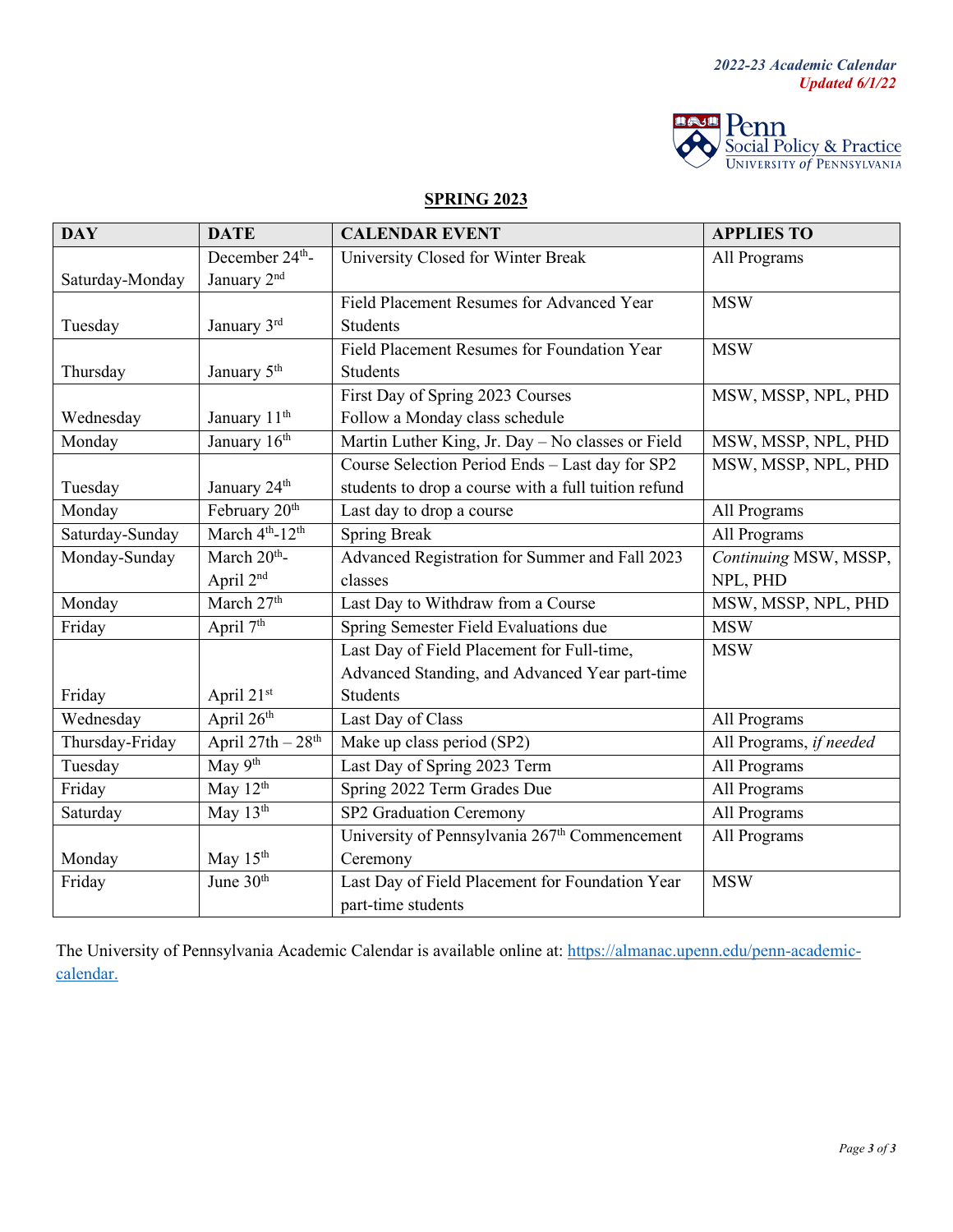*2022-23 Academic Calendar*
*Updated 6/1/22*

Penn Social Policy & Practice
University of Pennsylvania

## SPRING 2023

| DAY | DATE | CALENDAR EVENT | APPLIES TO |
|---|---|---|---|
| Saturday-Monday | December 24th-January 2nd | University Closed for Winter Break | All Programs |
| Tuesday | January 3rd | Field Placement Resumes for Advanced Year Students | MSW |
| Thursday | January 5th | Field Placement Resumes for Foundation Year Students | MSW |
| Wednesday | January 11th | First Day of Spring 2023 Courses Follow a Monday class schedule | MSW, MSSP, NPL, PHD |
| Monday | January 16th | Martin Luther King, Jr. Day – No classes or Field | MSW, MSSP, NPL, PHD |
| Tuesday | January 24th | Course Selection Period Ends – Last day for SP2 students to drop a course with a full tuition refund | MSW, MSSP, NPL, PHD |
| Monday | February 20th | Last day to drop a course | All Programs |
| Saturday-Sunday | March 4th-12th | Spring Break | All Programs |
| Monday-Sunday | March 20th-April 2nd | Advanced Registration for Summer and Fall 2023 classes | *Continuing* MSW, MSSP, NPL, PHD |
| Monday | March 27th | Last Day to Withdraw from a Course | MSW, MSSP, NPL, PHD |
| Friday | April 7th | Spring Semester Field Evaluations due | MSW |
| Friday | April 21st | Last Day of Field Placement for Full-time, Advanced Standing, and Advanced Year part-time Students | MSW |
| Wednesday | April 26th | Last Day of Class | All Programs |
| Thursday-Friday | April 27th – 28th | Make up class period (SP2) | All Programs, *if needed* |
| Tuesday | May 9th | Last Day of Spring 2023 Term | All Programs |
| Friday | May 12th | Spring 2022 Term Grades Due | All Programs |
| Saturday | May 13th | SP2 Graduation Ceremony | All Programs |
| Monday | May 15th | University of Pennsylvania 267th Commencement Ceremony | All Programs |
| Friday | June 30th | Last Day of Field Placement for Foundation Year part-time students | MSW |

The University of Pennsylvania Academic Calendar is available online at: [https://almanac.upenn.edu/penn-academic-calendar.](https://almanac.upenn.edu/penn-academic-calendar)